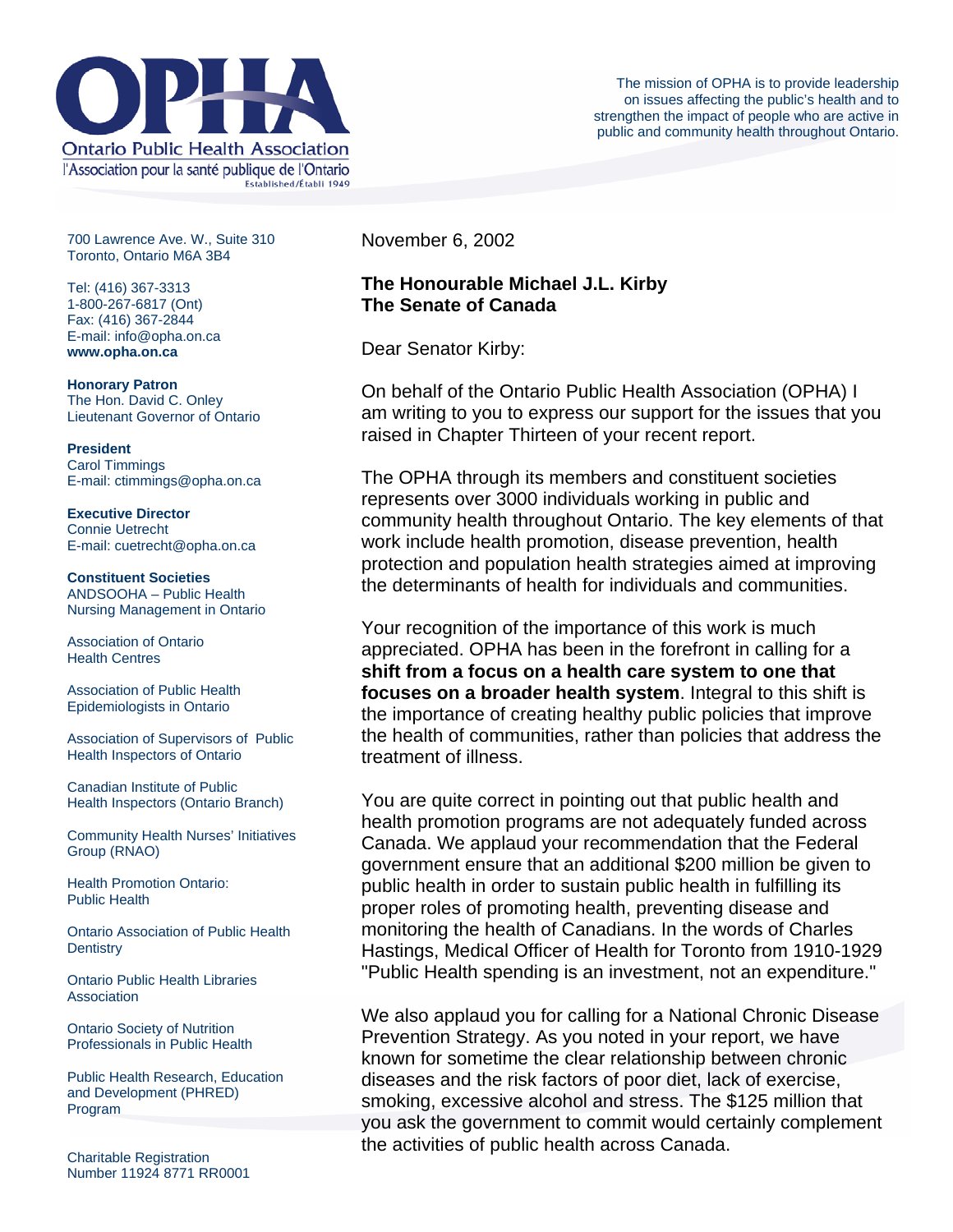# OPHA

Ontario Public Health Association

l'Association pour la santé publique de l'Ontario

Established/Établi 1949

The mission of OPHA is to provide leadership on issues affecting the public's health and to strengthen the impact of people who are active in public and community health throughout Ontario.

700 Lawrence Ave. W., Suite 310
Toronto, Ontario M6A 3B4

Tel: (416) 367-3313
1-800-267-6817 (Ont)
Fax: (416) 367-2844
E-mail: info@opha.on.ca
**www.opha.on.ca**

**Honorary Patron**
The Hon. David C. Onley
Lieutenant Governor of Ontario

**President**
Carol Timmings
E-mail: ctimmings@opha.on.ca

**Executive Director**
Connie Uetrecht
E-mail: cuetrecht@opha.on.ca

**Constituent Societies**

ANDSOOHA – Public Health Nursing Management in Ontario

Association of Ontario Health Centres

Association of Public Health Epidemiologists in Ontario

Association of Supervisors of Public Health Inspectors of Ontario

Canadian Institute of Public Health Inspectors (Ontario Branch)

Community Health Nurses' Initiatives Group (RNAO)

Health Promotion Ontario: Public Health

Ontario Association of Public Health Dentistry

Ontario Public Health Libraries Association

Ontario Society of Nutrition Professionals in Public Health

Public Health Research, Education and Development (PHRED) Program

Charitable Registration Number 11924 8771 RR0001

November 6, 2002

**The Honourable Michael J.L. Kirby**
**The Senate of Canada**

Dear Senator Kirby:

On behalf of the Ontario Public Health Association (OPHA) I am writing to you to express our support for the issues that you raised in Chapter Thirteen of your recent report.

The OPHA through its members and constituent societies represents over 3000 individuals working in public and community health throughout Ontario. The key elements of that work include health promotion, disease prevention, health protection and population health strategies aimed at improving the determinants of health for individuals and communities.

Your recognition of the importance of this work is much appreciated. OPHA has been in the forefront in calling for a **shift from a focus on a health care system to one that focuses on a broader health system**. Integral to this shift is the importance of creating healthy public policies that improve the health of communities, rather than policies that address the treatment of illness.

You are quite correct in pointing out that public health and health promotion programs are not adequately funded across Canada. We applaud your recommendation that the Federal government ensure that an additional $200 million be given to public health in order to sustain public health in fulfilling its proper roles of promoting health, preventing disease and monitoring the health of Canadians. In the words of Charles Hastings, Medical Officer of Health for Toronto from 1910-1929 "Public Health spending is an investment, not an expenditure."

We also applaud you for calling for a National Chronic Disease Prevention Strategy. As you noted in your report, we have known for sometime the clear relationship between chronic diseases and the risk factors of poor diet, lack of exercise, smoking, excessive alcohol and stress. The $125 million that you ask the government to commit would certainly complement the activities of public health across Canada.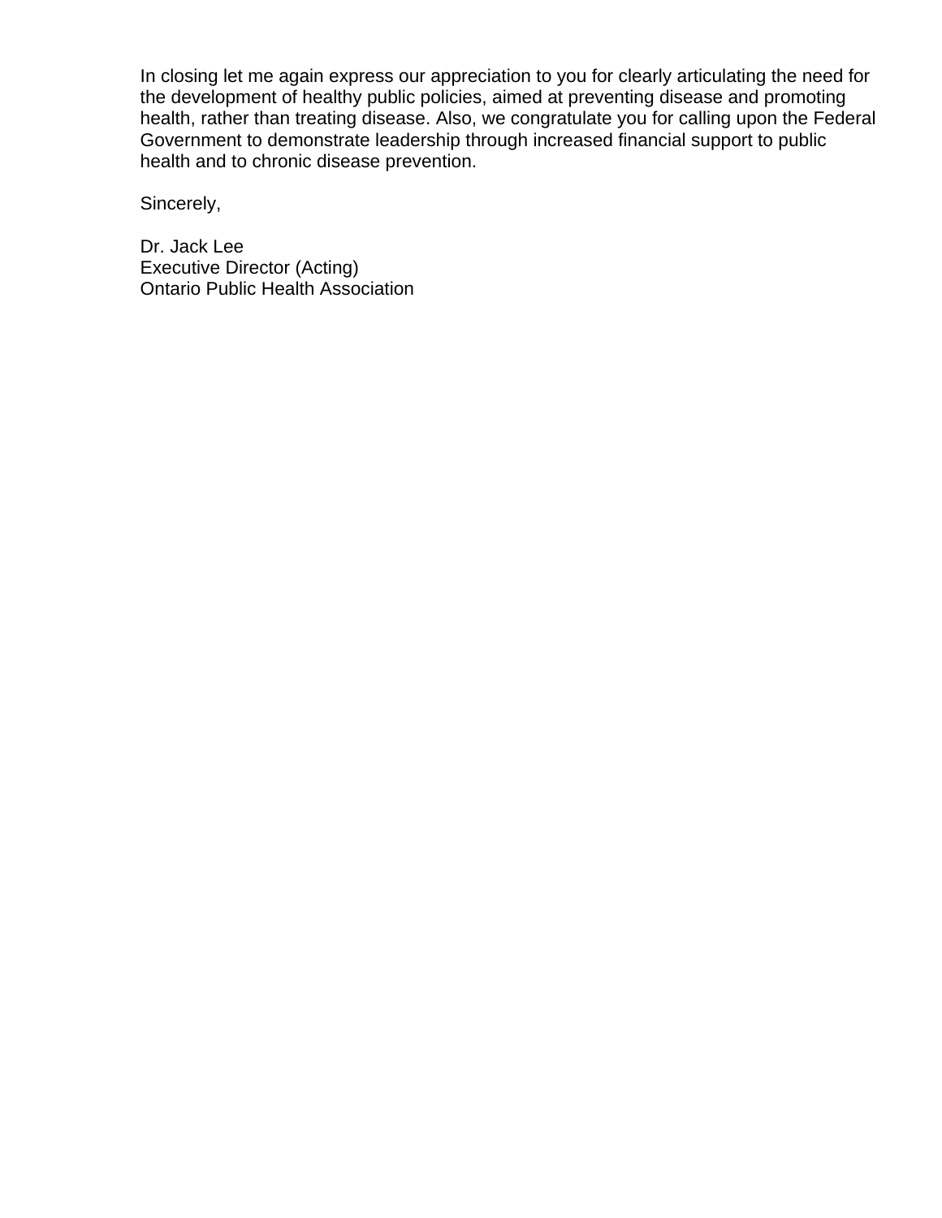In closing let me again express our appreciation to you for clearly articulating the need for the development of healthy public policies, aimed at preventing disease and promoting health, rather than treating disease. Also, we congratulate you for calling upon the Federal Government to demonstrate leadership through increased financial support to public health and to chronic disease prevention.

Sincerely,

Dr. Jack Lee
Executive Director (Acting)
Ontario Public Health Association